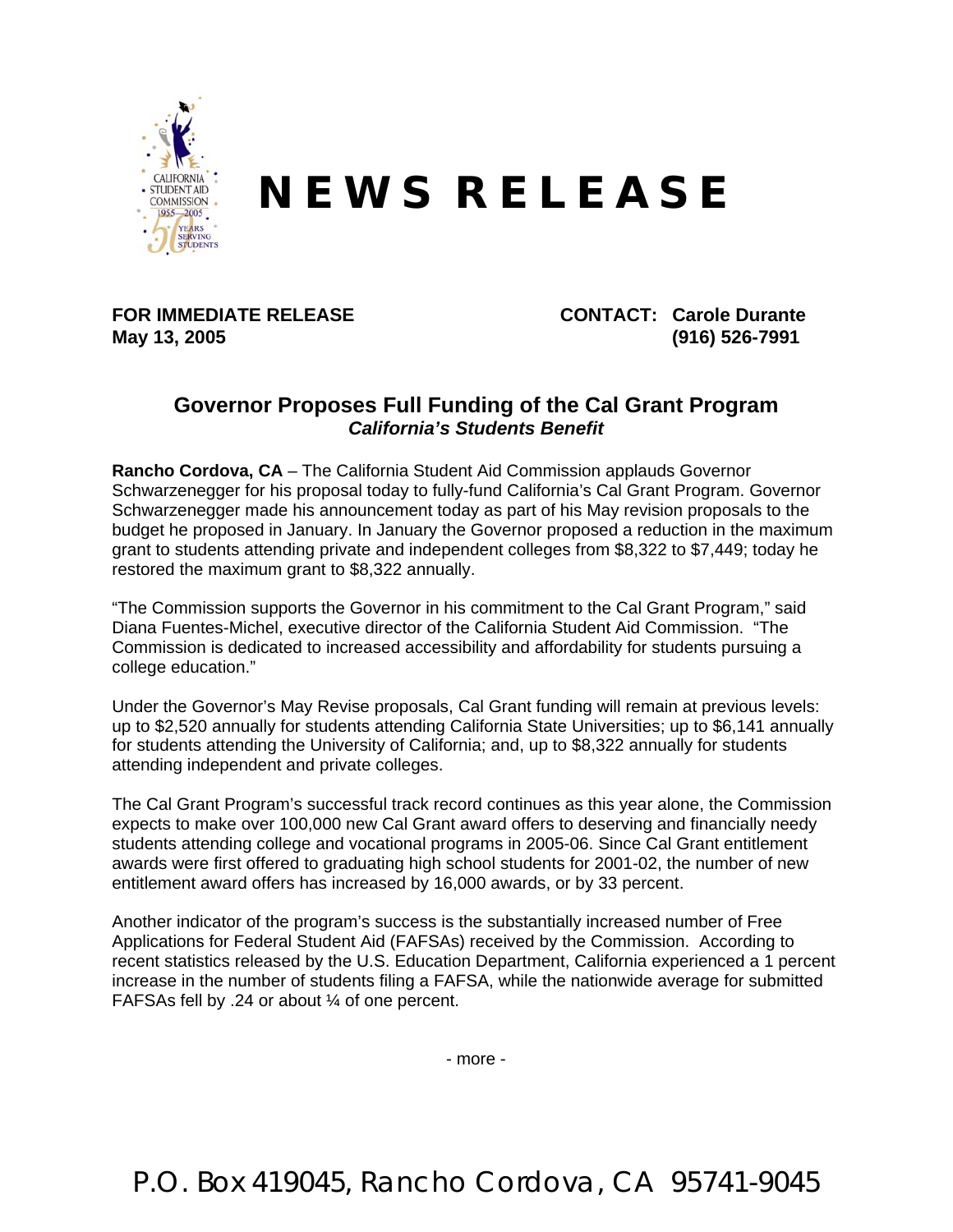# NEWS RELEASE

**FOR IMMEDIATE RELEASE**
**May 13, 2005**

**CONTACT: Carole Durante**
**(916) 526-7991**

## Governor Proposes Full Funding of the Cal Grant Program

### *California's Students Benefit*

**Rancho Cordova, CA** – The California Student Aid Commission applauds Governor Schwarzenegger for his proposal today to fully-fund California's Cal Grant Program. Governor Schwarzenegger made his announcement today as part of his May revision proposals to the budget he proposed in January. In January the Governor proposed a reduction in the maximum grant to students attending private and independent colleges from \$8,322 to \$7,449; today he restored the maximum grant to \$8,322 annually.

"The Commission supports the Governor in his commitment to the Cal Grant Program," said Diana Fuentes-Michel, executive director of the California Student Aid Commission. "The Commission is dedicated to increased accessibility and affordability for students pursuing a college education."

Under the Governor's May Revise proposals, Cal Grant funding will remain at previous levels: up to \$2,520 annually for students attending California State Universities; up to \$6,141 annually for students attending the University of California; and, up to \$8,322 annually for students attending independent and private colleges.

The Cal Grant Program's successful track record continues as this year alone, the Commission expects to make over 100,000 new Cal Grant award offers to deserving and financially needy students attending college and vocational programs in 2005-06. Since Cal Grant entitlement awards were first offered to graduating high school students for 2001-02, the number of new entitlement award offers has increased by 16,000 awards, or by 33 percent.

Another indicator of the program's success is the substantially increased number of Free Applications for Federal Student Aid (FAFSAs) received by the Commission. According to recent statistics released by the U.S. Education Department, California experienced a 1 percent increase in the number of students filing a FAFSA, while the nationwide average for submitted FAFSAs fell by .24 or about ¼ of one percent.

- more -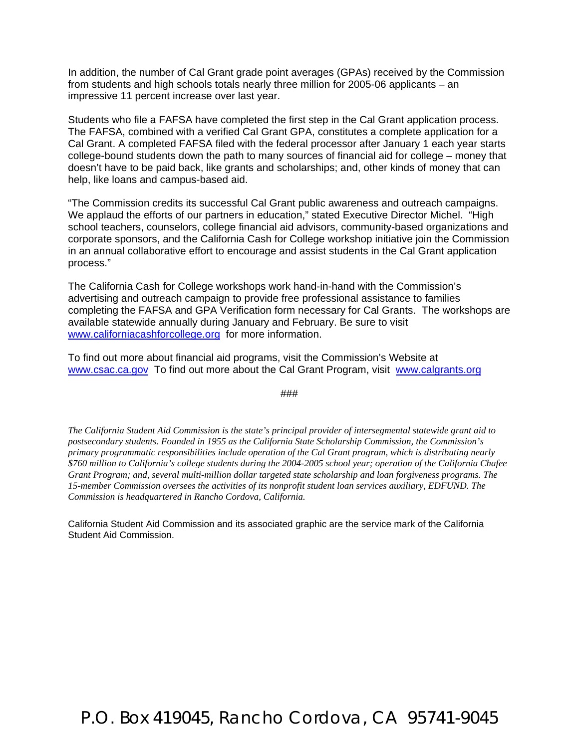In addition, the number of Cal Grant grade point averages (GPAs) received by the Commission from students and high schools totals nearly three million for 2005-06 applicants – an impressive 11 percent increase over last year.

Students who file a FAFSA have completed the first step in the Cal Grant application process. The FAFSA, combined with a verified Cal Grant GPA, constitutes a complete application for a Cal Grant. A completed FAFSA filed with the federal processor after January 1 each year starts college-bound students down the path to many sources of financial aid for college – money that doesn't have to be paid back, like grants and scholarships; and, other kinds of money that can help, like loans and campus-based aid.

"The Commission credits its successful Cal Grant public awareness and outreach campaigns. We applaud the efforts of our partners in education," stated Executive Director Michel. "High school teachers, counselors, college financial aid advisors, community-based organizations and corporate sponsors, and the California Cash for College workshop initiative join the Commission in an annual collaborative effort to encourage and assist students in the Cal Grant application process."

The California Cash for College workshops work hand-in-hand with the Commission's advertising and outreach campaign to provide free professional assistance to families completing the FAFSA and GPA Verification form necessary for Cal Grants. The workshops are available statewide annually during January and February. Be sure to visit www.californiacashforcollege.org for more information.

To find out more about financial aid programs, visit the Commission's Website at www.csac.ca.gov To find out more about the Cal Grant Program, visit www.calgrants.org

###

*The California Student Aid Commission is the state's principal provider of intersegmental statewide grant aid to postsecondary students. Founded in 1955 as the California State Scholarship Commission, the Commission's primary programmatic responsibilities include operation of the Cal Grant program, which is distributing nearly $760 million to California's college students during the 2004-2005 school year; operation of the California Chafee Grant Program; and, several multi-million dollar targeted state scholarship and loan forgiveness programs. The 15-member Commission oversees the activities of its nonprofit student loan services auxiliary, EDFUND. The Commission is headquartered in Rancho Cordova, California.*

California Student Aid Commission and its associated graphic are the service mark of the California Student Aid Commission.

P.O. Box 419045, Rancho Cordova, CA 95741-9045